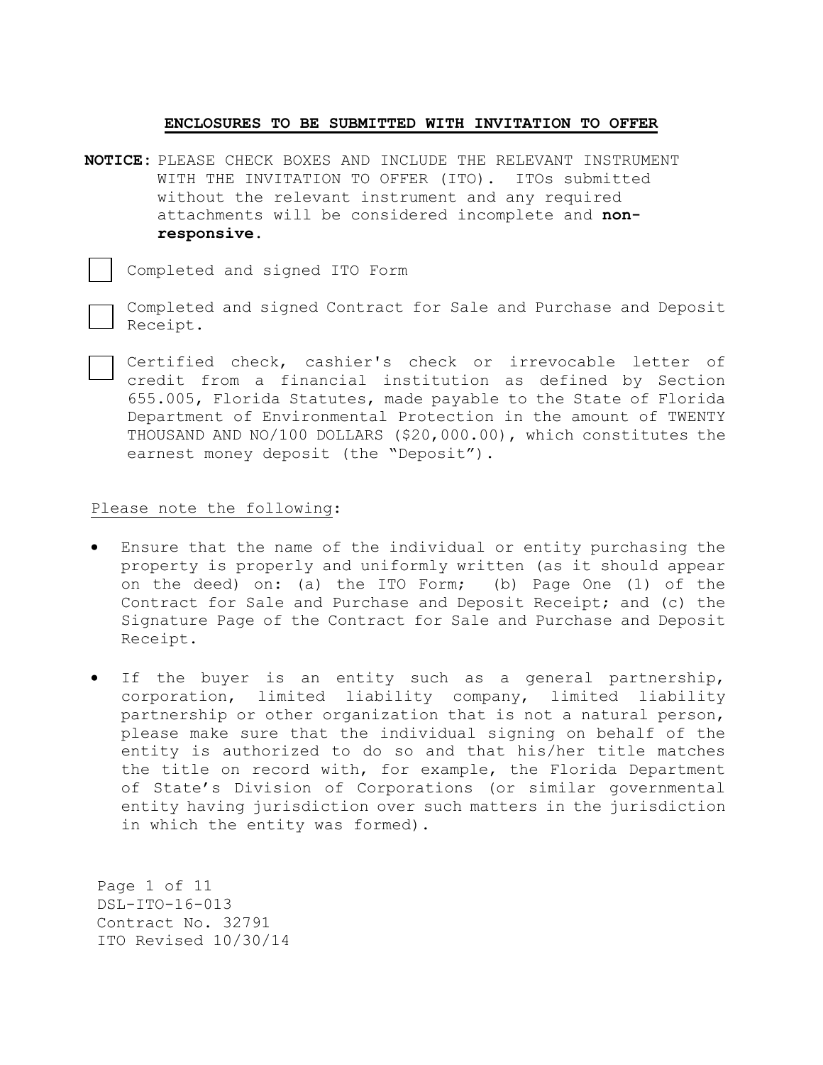**ENCLOSURES TO BE SUBMITTED WITH INVITATION TO OFFER**

**NOTICE:** PLEASE CHECK BOXES AND INCLUDE THE RELEVANT INSTRUMENT WITH THE INVITATION TO OFFER (ITO). ITOs submitted without the relevant instrument and any required attachments will be considered incomplete and **non-responsive**.

☐ Completed and signed ITO Form

☐ Completed and signed Contract for Sale and Purchase and Deposit Receipt.

☐ Certified check, cashier's check or irrevocable letter of credit from a financial institution as defined by Section 655.005, Florida Statutes, made payable to the State of Florida Department of Environmental Protection in the amount of TWENTY THOUSAND AND NO/100 DOLLARS ($20,000.00), which constitutes the earnest money deposit (the "Deposit").

Please note the following:

- Ensure that the name of the individual or entity purchasing the property is properly and uniformly written (as it should appear on the deed) on: (a) the ITO Form; (b) Page One (1) of the Contract for Sale and Purchase and Deposit Receipt; and (c) the Signature Page of the Contract for Sale and Purchase and Deposit Receipt.
- If the buyer is an entity such as a general partnership, corporation, limited liability company, limited liability partnership or other organization that is not a natural person, please make sure that the individual signing on behalf of the entity is authorized to do so and that his/her title matches the title on record with, for example, the Florida Department of State's Division of Corporations (or similar governmental entity having jurisdiction over such matters in the jurisdiction in which the entity was formed).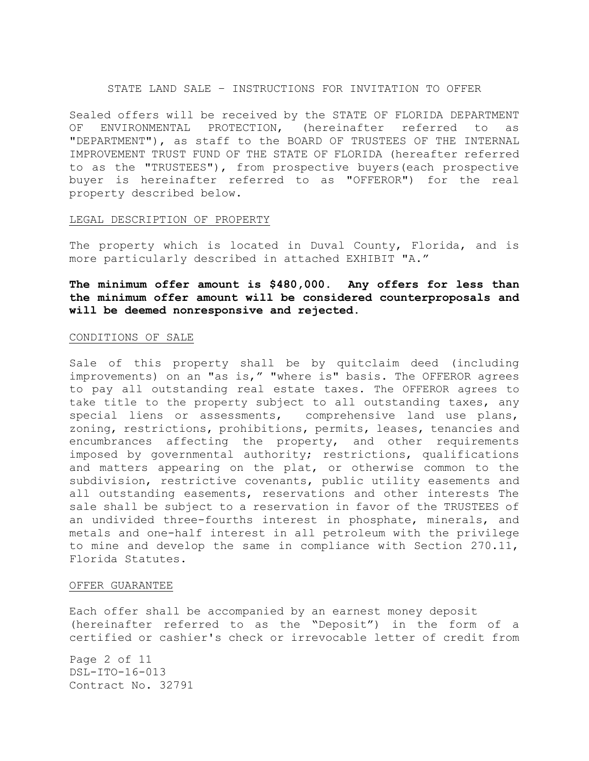STATE LAND SALE – INSTRUCTIONS FOR INVITATION TO OFFER

Sealed offers will be received by the STATE OF FLORIDA DEPARTMENT OF ENVIRONMENTAL PROTECTION, (hereinafter referred to as "DEPARTMENT"), as staff to the BOARD OF TRUSTEES OF THE INTERNAL IMPROVEMENT TRUST FUND OF THE STATE OF FLORIDA (hereafter referred to as the "TRUSTEES"), from prospective buyers(each prospective buyer is hereinafter referred to as "OFFEROR") for the real property described below.

LEGAL DESCRIPTION OF PROPERTY

The property which is located in Duval County, Florida, and is more particularly described in attached EXHIBIT "A."

**The minimum offer amount is $480,000. Any offers for less than the minimum offer amount will be considered counterproposals and will be deemed nonresponsive and rejected.**

CONDITIONS OF SALE

Sale of this property shall be by quitclaim deed (including improvements) on an "as is," "where is" basis. The OFFEROR agrees to pay all outstanding real estate taxes. The OFFEROR agrees to take title to the property subject to all outstanding taxes, any special liens or assessments, comprehensive land use plans, zoning, restrictions, prohibitions, permits, leases, tenancies and encumbrances affecting the property, and other requirements imposed by governmental authority; restrictions, qualifications and matters appearing on the plat, or otherwise common to the subdivision, restrictive covenants, public utility easements and all outstanding easements, reservations and other interests The sale shall be subject to a reservation in favor of the TRUSTEES of an undivided three-fourths interest in phosphate, minerals, and metals and one-half interest in all petroleum with the privilege to mine and develop the same in compliance with Section 270.11, Florida Statutes.

OFFER GUARANTEE

Each offer shall be accompanied by an earnest money deposit (hereinafter referred to as the "Deposit") in the form of a certified or cashier's check or irrevocable letter of credit from

DSL-ITO-16-013
Contract No. 32791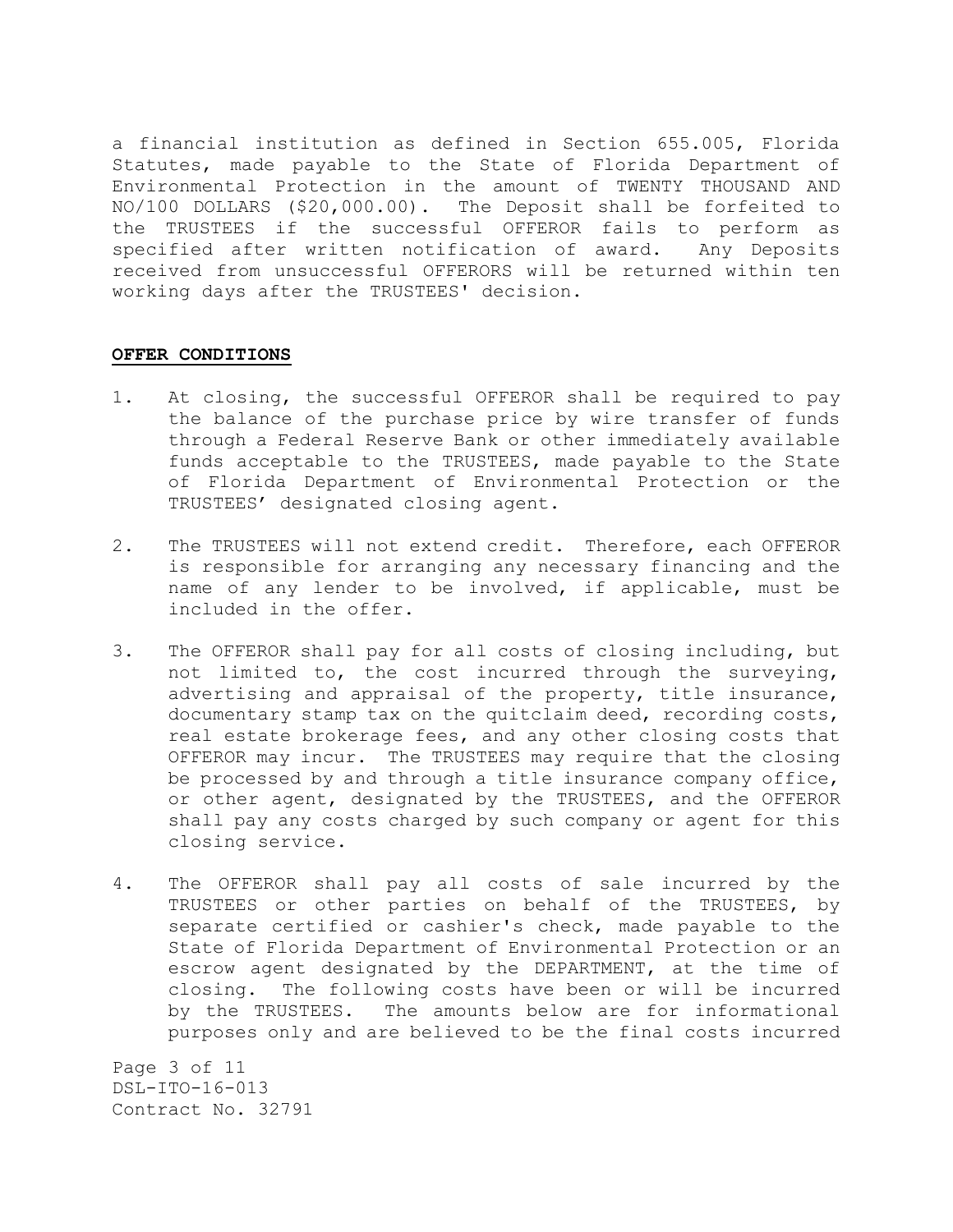a financial institution as defined in Section 655.005, Florida Statutes, made payable to the State of Florida Department of Environmental Protection in the amount of TWENTY THOUSAND AND NO/100 DOLLARS ($20,000.00). The Deposit shall be forfeited to the TRUSTEES if the successful OFFEROR fails to perform as specified after written notification of award. Any Deposits received from unsuccessful OFFERORS will be returned within ten working days after the TRUSTEES' decision.

**OFFER CONDITIONS**

1. At closing, the successful OFFEROR shall be required to pay the balance of the purchase price by wire transfer of funds through a Federal Reserve Bank or other immediately available funds acceptable to the TRUSTEES, made payable to the State of Florida Department of Environmental Protection or the TRUSTEES' designated closing agent.

2. The TRUSTEES will not extend credit. Therefore, each OFFEROR is responsible for arranging any necessary financing and the name of any lender to be involved, if applicable, must be included in the offer.

3. The OFFEROR shall pay for all costs of closing including, but not limited to, the cost incurred through the surveying, advertising and appraisal of the property, title insurance, documentary stamp tax on the quitclaim deed, recording costs, real estate brokerage fees, and any other closing costs that OFFEROR may incur. The TRUSTEES may require that the closing be processed by and through a title insurance company office, or other agent, designated by the TRUSTEES, and the OFFEROR shall pay any costs charged by such company or agent for this closing service.

4. The OFFEROR shall pay all costs of sale incurred by the TRUSTEES or other parties on behalf of the TRUSTEES, by separate certified or cashier's check, made payable to the State of Florida Department of Environmental Protection or an escrow agent designated by the DEPARTMENT, at the time of closing. The following costs have been or will be incurred by the TRUSTEES. The amounts below are for informational purposes only and are believed to be the final costs incurred

DSL-ITO-16-013
Contract No. 32791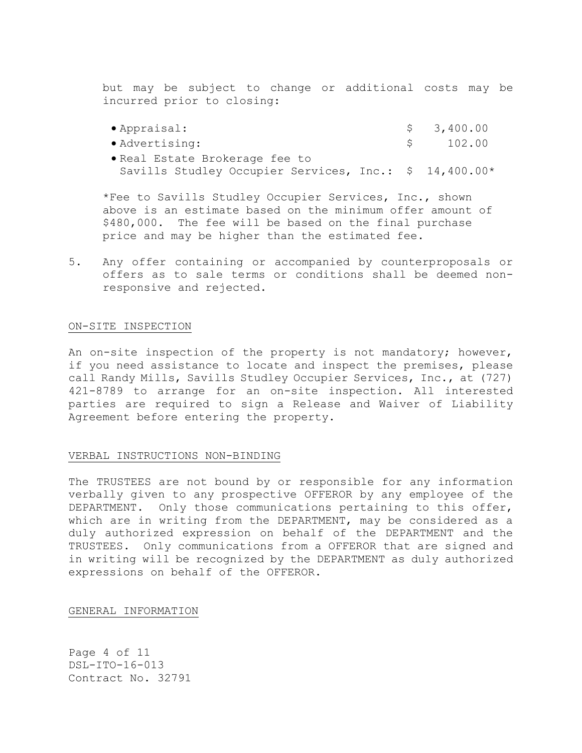but may be subject to change or additional costs may be incurred prior to closing:

- Appraisal: $ 3,400.00
- Advertising: $ 102.00
- Real Estate Brokerage fee to Savills Studley Occupier Services, Inc.: $ 14,400.00*

*Fee to Savills Studley Occupier Services, Inc., shown above is an estimate based on the minimum offer amount of $480,000. The fee will be based on the final purchase price and may be higher than the estimated fee.

5. Any offer containing or accompanied by counterproposals or offers as to sale terms or conditions shall be deemed non-responsive and rejected.

## ON-SITE INSPECTION

An on-site inspection of the property is not mandatory; however, if you need assistance to locate and inspect the premises, please call Randy Mills, Savills Studley Occupier Services, Inc., at (727) 421-8789 to arrange for an on-site inspection. All interested parties are required to sign a Release and Waiver of Liability Agreement before entering the property.

## VERBAL INSTRUCTIONS NON-BINDING

The TRUSTEES are not bound by or responsible for any information verbally given to any prospective OFFEROR by any employee of the DEPARTMENT. Only those communications pertaining to this offer, which are in writing from the DEPARTMENT, may be considered as a duly authorized expression on behalf of the DEPARTMENT and the TRUSTEES. Only communications from a OFFEROR that are signed and in writing will be recognized by the DEPARTMENT as duly authorized expressions on behalf of the OFFEROR.

## GENERAL INFORMATION

DSL-ITO-16-013
Contract No. 32791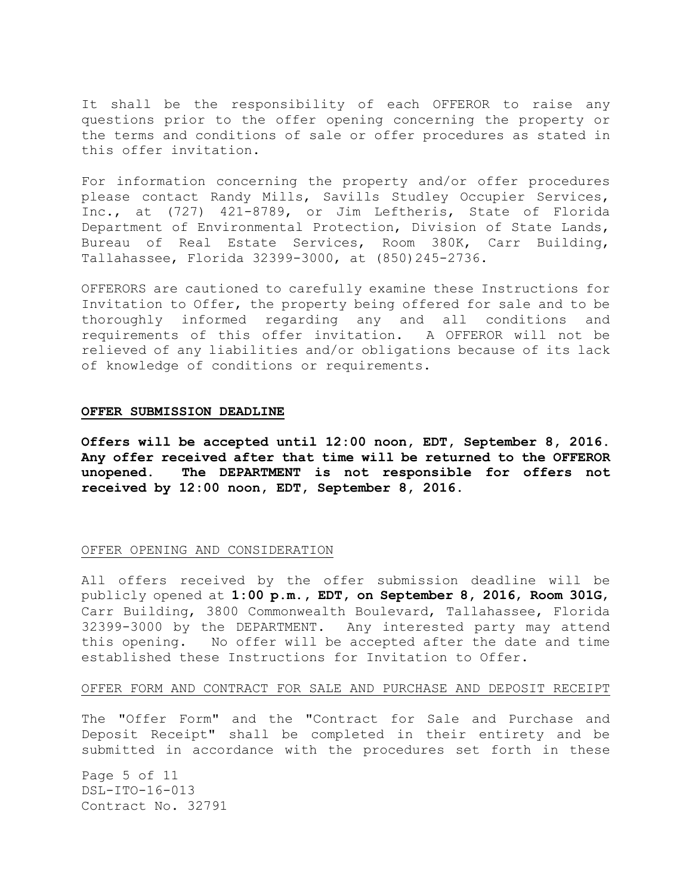It shall be the responsibility of each OFFEROR to raise any questions prior to the offer opening concerning the property or the terms and conditions of sale or offer procedures as stated in this offer invitation.

For information concerning the property and/or offer procedures please contact Randy Mills, Savills Studley Occupier Services, Inc., at (727) 421-8789, or Jim Leftheris, State of Florida Department of Environmental Protection, Division of State Lands, Bureau of Real Estate Services, Room 380K, Carr Building, Tallahassee, Florida 32399-3000, at (850)245-2736.

OFFERORS are cautioned to carefully examine these Instructions for Invitation to Offer, the property being offered for sale and to be thoroughly informed regarding any and all conditions and requirements of this offer invitation. A OFFEROR will not be relieved of any liabilities and/or obligations because of its lack of knowledge of conditions or requirements.

**OFFER SUBMISSION DEADLINE**

**Offers will be accepted until 12:00 noon, EDT, September 8, 2016. Any offer received after that time will be returned to the OFFEROR unopened. The DEPARTMENT is not responsible for offers not received by 12:00 noon, EDT, September 8, 2016.**

OFFER OPENING AND CONSIDERATION

All offers received by the offer submission deadline will be publicly opened at **1:00 p.m., EDT, on September 8, 2016, Room 301G**, Carr Building, 3800 Commonwealth Boulevard, Tallahassee, Florida 32399-3000 by the DEPARTMENT. Any interested party may attend this opening. No offer will be accepted after the date and time established these Instructions for Invitation to Offer.

OFFER FORM AND CONTRACT FOR SALE AND PURCHASE AND DEPOSIT RECEIPT

The "Offer Form" and the "Contract for Sale and Purchase and Deposit Receipt" shall be completed in their entirety and be submitted in accordance with the procedures set forth in these

DSL-ITO-16-013
Contract No. 32791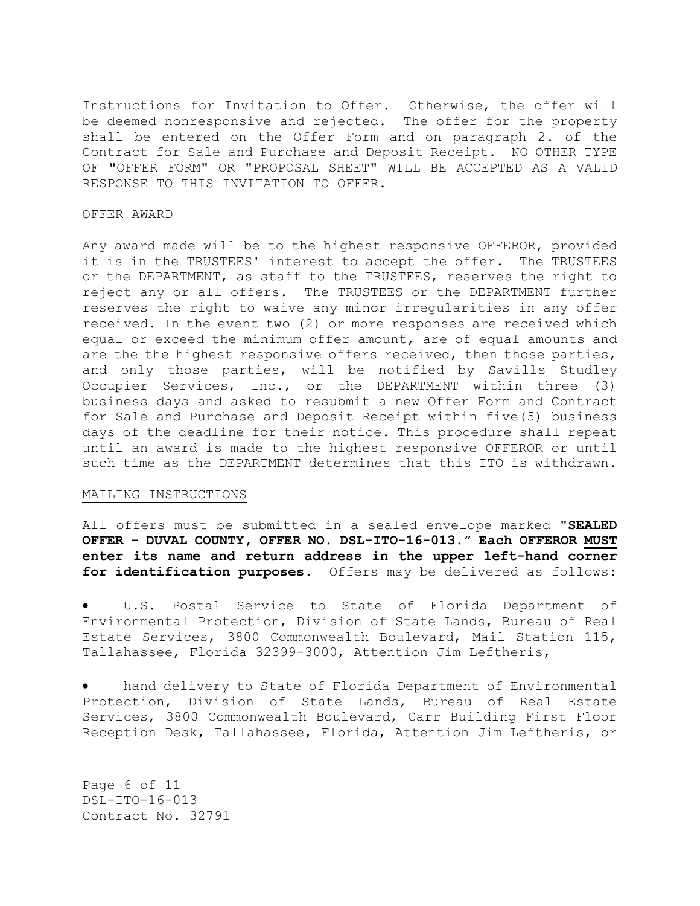Instructions for Invitation to Offer. Otherwise, the offer will be deemed nonresponsive and rejected. The offer for the property shall be entered on the Offer Form and on paragraph 2. of the Contract for Sale and Purchase and Deposit Receipt. NO OTHER TYPE OF "OFFER FORM" OR "PROPOSAL SHEET" WILL BE ACCEPTED AS A VALID RESPONSE TO THIS INVITATION TO OFFER.

<u>OFFER AWARD</u>

Any award made will be to the highest responsive OFFEROR, provided it is in the TRUSTEES' interest to accept the offer. The TRUSTEES or the DEPARTMENT, as staff to the TRUSTEES, reserves the right to reject any or all offers. The TRUSTEES or the DEPARTMENT further reserves the right to waive any minor irregularities in any offer received. In the event two (2) or more responses are received which equal or exceed the minimum offer amount, are of equal amounts and are the the highest responsive offers received, then those parties, and only those parties, will be notified by Savills Studley Occupier Services, Inc., or the DEPARTMENT within three (3) business days and asked to resubmit a new Offer Form and Contract for Sale and Purchase and Deposit Receipt within five(5) business days of the deadline for their notice. This procedure shall repeat until an award is made to the highest responsive OFFEROR or until such time as the DEPARTMENT determines that this ITO is withdrawn.

<u>MAILING INSTRUCTIONS</u>

All offers must be submitted in a sealed envelope marked **"SEALED OFFER - DUVAL COUNTY, OFFER NO. DSL-ITO-16-013." Each OFFEROR <u>MUST</u> enter its name and return address in the upper left-hand corner for identification purposes.** Offers may be delivered as follows:

- U.S. Postal Service to State of Florida Department of Environmental Protection, Division of State Lands, Bureau of Real Estate Services, 3800 Commonwealth Boulevard, Mail Station 115, Tallahassee, Florida 32399-3000, Attention Jim Leftheris,

- hand delivery to State of Florida Department of Environmental Protection, Division of State Lands, Bureau of Real Estate Services, 3800 Commonwealth Boulevard, Carr Building First Floor Reception Desk, Tallahassee, Florida, Attention Jim Leftheris, or

DSL-ITO-16-013
Contract No. 32791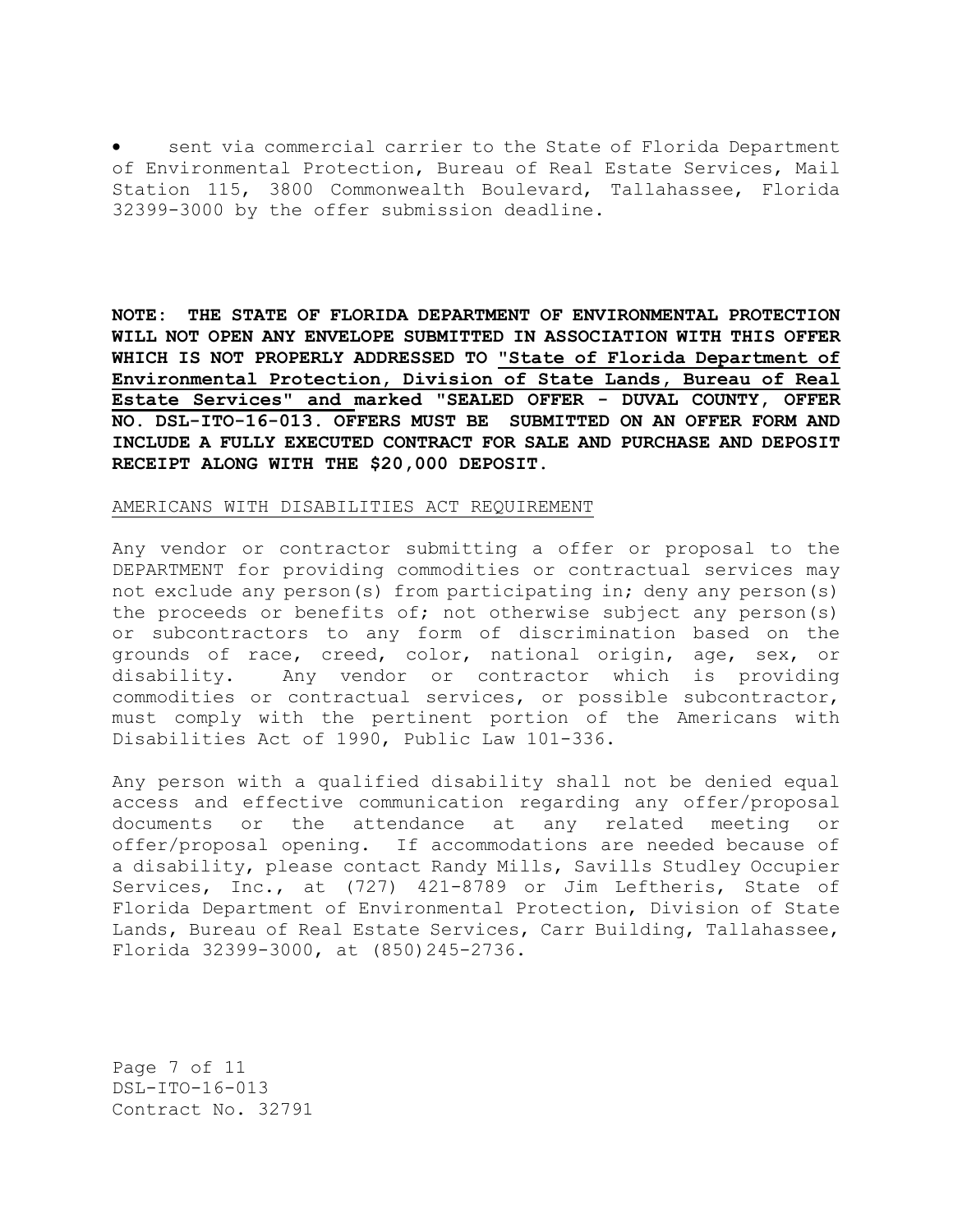- sent via commercial carrier to the State of Florida Department of Environmental Protection, Bureau of Real Estate Services, Mail Station 115, 3800 Commonwealth Boulevard, Tallahassee, Florida 32399-3000 by the offer submission deadline.

**NOTE: THE STATE OF FLORIDA DEPARTMENT OF ENVIRONMENTAL PROTECTION WILL NOT OPEN ANY ENVELOPE SUBMITTED IN ASSOCIATION WITH THIS OFFER WHICH IS NOT PROPERLY ADDRESSED TO "State of Florida Department of Environmental Protection, Division of State Lands, Bureau of Real Estate Services" and marked "SEALED OFFER - DUVAL COUNTY, OFFER NO. DSL-ITO-16-013. OFFERS MUST BE SUBMITTED ON AN OFFER FORM AND INCLUDE A FULLY EXECUTED CONTRACT FOR SALE AND PURCHASE AND DEPOSIT RECEIPT ALONG WITH THE $20,000 DEPOSIT.**

AMERICANS WITH DISABILITIES ACT REQUIREMENT

Any vendor or contractor submitting a offer or proposal to the DEPARTMENT for providing commodities or contractual services may not exclude any person(s) from participating in; deny any person(s) the proceeds or benefits of; not otherwise subject any person(s) or subcontractors to any form of discrimination based on the grounds of race, creed, color, national origin, age, sex, or disability. Any vendor or contractor which is providing commodities or contractual services, or possible subcontractor, must comply with the pertinent portion of the Americans with Disabilities Act of 1990, Public Law 101-336.

Any person with a qualified disability shall not be denied equal access and effective communication regarding any offer/proposal documents or the attendance at any related meeting or offer/proposal opening. If accommodations are needed because of a disability, please contact Randy Mills, Savills Studley Occupier Services, Inc., at (727) 421-8789 or Jim Leftheris, State of Florida Department of Environmental Protection, Division of State Lands, Bureau of Real Estate Services, Carr Building, Tallahassee, Florida 32399-3000, at (850)245-2736.

DSL-ITO-16-013
Contract No. 32791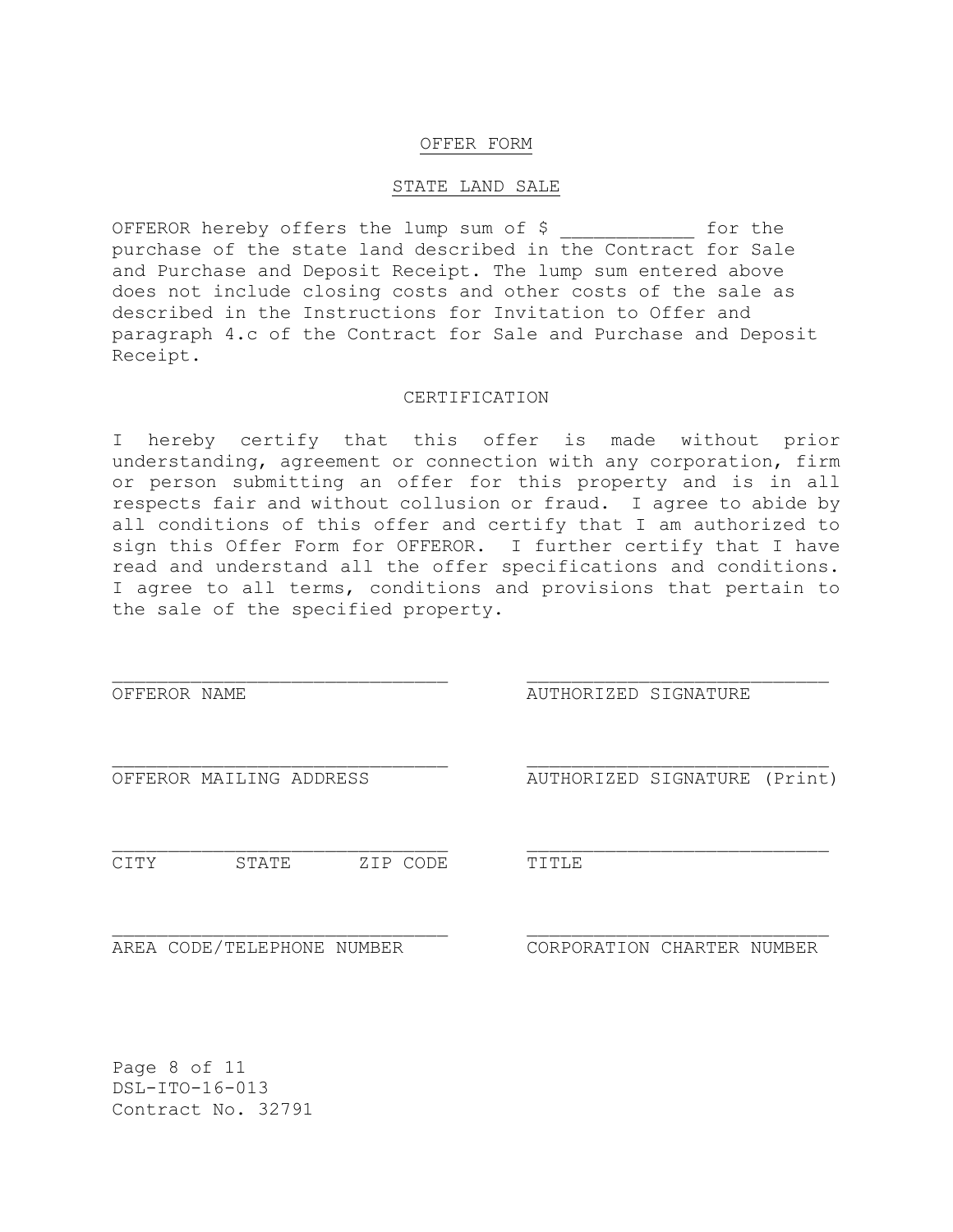# OFFER FORM

## STATE LAND SALE

OFFEROR hereby offers the lump sum of $ ____________ for the purchase of the state land described in the Contract for Sale and Purchase and Deposit Receipt. The lump sum entered above does not include closing costs and other costs of the sale as described in the Instructions for Invitation to Offer and paragraph 4.c of the Contract for Sale and Purchase and Deposit Receipt.

## CERTIFICATION

I hereby certify that this offer is made without prior understanding, agreement or connection with any corporation, firm or person submitting an offer for this property and is in all respects fair and without collusion or fraud. I agree to abide by all conditions of this offer and certify that I am authorized to sign this Offer Form for OFFEROR. I further certify that I have read and understand all the offer specifications and conditions. I agree to all terms, conditions and provisions that pertain to the sale of the specified property.

| | |
|---|---|
| ______________________________ | ______________________________ |
| OFFEROR NAME | AUTHORIZED SIGNATURE |
| ______________________________ | ______________________________ |
| OFFEROR MAILING ADDRESS | AUTHORIZED SIGNATURE (Print) |
| ______________________________ | ______________________________ |
| CITY STATE ZIP CODE | TITLE |
| ______________________________ | ______________________________ |
| AREA CODE/TELEPHONE NUMBER | CORPORATION CHARTER NUMBER |

DSL-ITO-16-013
Contract No. 32791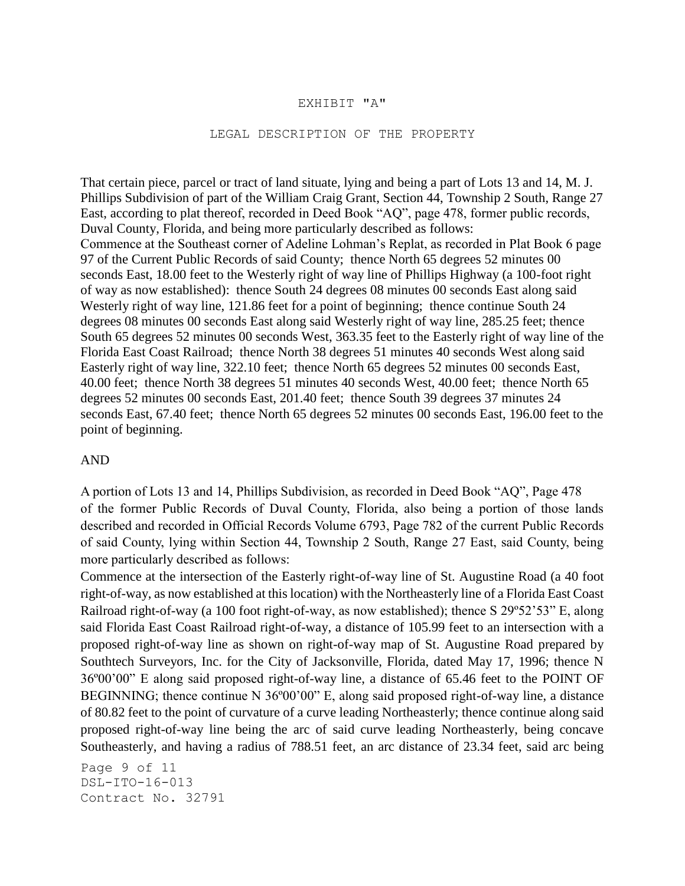EXHIBIT "A"

LEGAL DESCRIPTION OF THE PROPERTY

That certain piece, parcel or tract of land situate, lying and being a part of Lots 13 and 14, M. J. Phillips Subdivision of part of the William Craig Grant, Section 44, Township 2 South, Range 27 East, according to plat thereof, recorded in Deed Book "AQ", page 478, former public records, Duval County, Florida, and being more particularly described as follows:

Commence at the Southeast corner of Adeline Lohman's Replat, as recorded in Plat Book 6 page 97 of the Current Public Records of said County; thence North 65 degrees 52 minutes 00 seconds East, 18.00 feet to the Westerly right of way line of Phillips Highway (a 100-foot right of way as now established): thence South 24 degrees 08 minutes 00 seconds East along said Westerly right of way line, 121.86 feet for a point of beginning; thence continue South 24 degrees 08 minutes 00 seconds East along said Westerly right of way line, 285.25 feet; thence South 65 degrees 52 minutes 00 seconds West, 363.35 feet to the Easterly right of way line of the Florida East Coast Railroad; thence North 38 degrees 51 minutes 40 seconds West along said Easterly right of way line, 322.10 feet; thence North 65 degrees 52 minutes 00 seconds East, 40.00 feet; thence North 38 degrees 51 minutes 40 seconds West, 40.00 feet; thence North 65 degrees 52 minutes 00 seconds East, 201.40 feet; thence South 39 degrees 37 minutes 24 seconds East, 67.40 feet; thence North 65 degrees 52 minutes 00 seconds East, 196.00 feet to the point of beginning.

AND

A portion of Lots 13 and 14, Phillips Subdivision, as recorded in Deed Book "AQ", Page 478 of the former Public Records of Duval County, Florida, also being a portion of those lands described and recorded in Official Records Volume 6793, Page 782 of the current Public Records of said County, lying within Section 44, Township 2 South, Range 27 East, said County, being more particularly described as follows:

Commence at the intersection of the Easterly right-of-way line of St. Augustine Road (a 40 foot right-of-way, as now established at this location) with the Northeasterly line of a Florida East Coast Railroad right-of-way (a 100 foot right-of-way, as now established); thence S 29º52'53" E, along said Florida East Coast Railroad right-of-way, a distance of 105.99 feet to an intersection with a proposed right-of-way line as shown on right-of-way map of St. Augustine Road prepared by Southtech Surveyors, Inc. for the City of Jacksonville, Florida, dated May 17, 1996; thence N 36º00'00" E along said proposed right-of-way line, a distance of 65.46 feet to the POINT OF BEGINNING; thence continue N 36º00'00" E, along said proposed right-of-way line, a distance of 80.82 feet to the point of curvature of a curve leading Northeasterly; thence continue along said proposed right-of-way line being the arc of said curve leading Northeasterly, being concave Southeasterly, and having a radius of 788.51 feet, an arc distance of 23.34 feet, said arc being

DSL-ITO-16-013
Contract No. 32791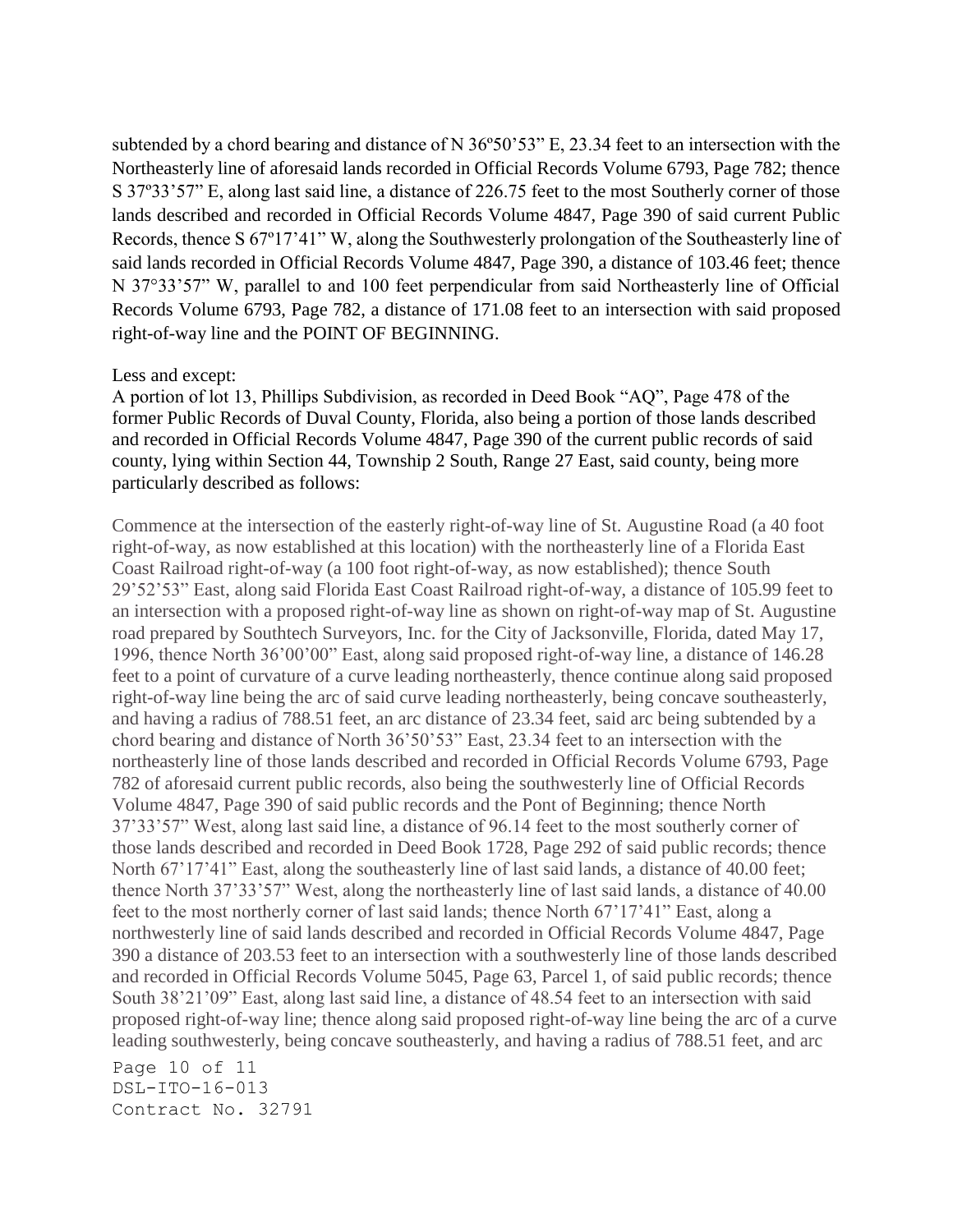subtended by a chord bearing and distance of N 36º50'53" E, 23.34 feet to an intersection with the Northeasterly line of aforesaid lands recorded in Official Records Volume 6793, Page 782; thence S 37º33'57" E, along last said line, a distance of 226.75 feet to the most Southerly corner of those lands described and recorded in Official Records Volume 4847, Page 390 of said current Public Records, thence S 67º17'41" W, along the Southwesterly prolongation of the Southeasterly line of said lands recorded in Official Records Volume 4847, Page 390, a distance of 103.46 feet; thence N 37°33'57" W, parallel to and 100 feet perpendicular from said Northeasterly line of Official Records Volume 6793, Page 782, a distance of 171.08 feet to an intersection with said proposed right-of-way line and the POINT OF BEGINNING.

Less and except:
A portion of lot 13, Phillips Subdivision, as recorded in Deed Book "AQ", Page 478 of the former Public Records of Duval County, Florida, also being a portion of those lands described and recorded in Official Records Volume 4847, Page 390 of the current public records of said county, lying within Section 44, Township 2 South, Range 27 East, said county, being more particularly described as follows:

Commence at the intersection of the easterly right-of-way line of St. Augustine Road (a 40 foot right-of-way, as now established at this location) with the northeasterly line of a Florida East Coast Railroad right-of-way (a 100 foot right-of-way, as now established); thence South 29'52'53" East, along said Florida East Coast Railroad right-of-way, a distance of 105.99 feet to an intersection with a proposed right-of-way line as shown on right-of-way map of St. Augustine road prepared by Southtech Surveyors, Inc. for the City of Jacksonville, Florida, dated May 17, 1996, thence North 36'00'00" East, along said proposed right-of-way line, a distance of 146.28 feet to a point of curvature of a curve leading northeasterly, thence continue along said proposed right-of-way line being the arc of said curve leading northeasterly, being concave southeasterly, and having a radius of 788.51 feet, an arc distance of 23.34 feet, said arc being subtended by a chord bearing and distance of North 36'50'53" East, 23.34 feet to an intersection with the northeasterly line of those lands described and recorded in Official Records Volume 6793, Page 782 of aforesaid current public records, also being the southwesterly line of Official Records Volume 4847, Page 390 of said public records and the Pont of Beginning; thence North 37'33'57" West, along last said line, a distance of 96.14 feet to the most southerly corner of those lands described and recorded in Deed Book 1728, Page 292 of said public records; thence North 67'17'41" East, along the southeasterly line of last said lands, a distance of 40.00 feet; thence North 37'33'57" West, along the northeasterly line of last said lands, a distance of 40.00 feet to the most northerly corner of last said lands; thence North 67'17'41" East, along a northwesterly line of said lands described and recorded in Official Records Volume 4847, Page 390 a distance of 203.53 feet to an intersection with a southwesterly line of those lands described and recorded in Official Records Volume 5045, Page 63, Parcel 1, of said public records; thence South 38'21'09" East, along last said line, a distance of 48.54 feet to an intersection with said proposed right-of-way line; thence along said proposed right-of-way line being the arc of a curve leading southwesterly, being concave southeasterly, and having a radius of 788.51 feet, and arc

DSL-ITO-16-013
Contract No. 32791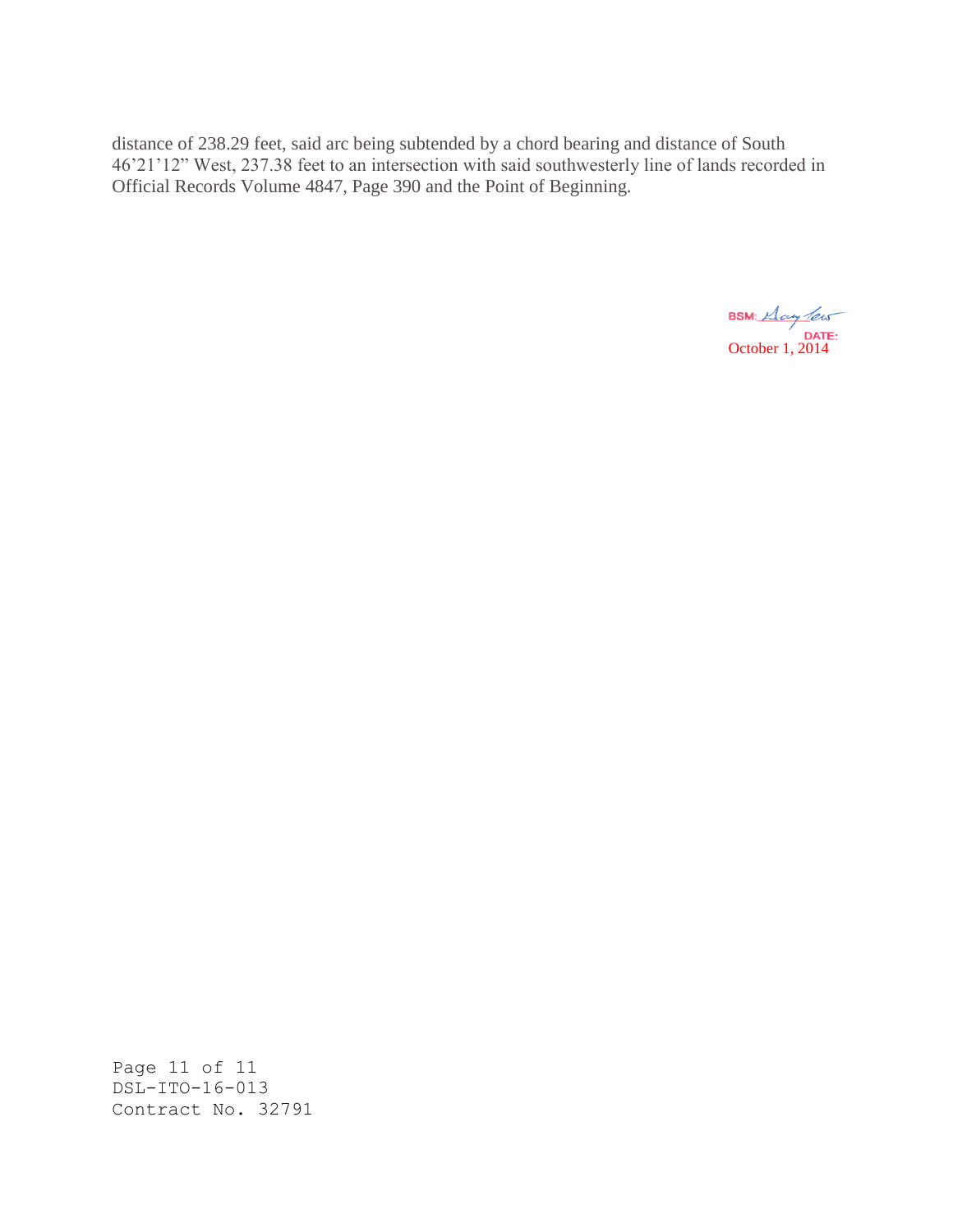distance of 238.29 feet, said arc being subtended by a chord bearing and distance of South 46’21’12” West, 237.38 feet to an intersection with said southwesterly line of lands recorded in Official Records Volume 4847, Page 390 and the Point of Beginning.

BSM: Gary Lew
DATE:
October 1, 2014

DSL-ITO-16-013
Contract No. 32791